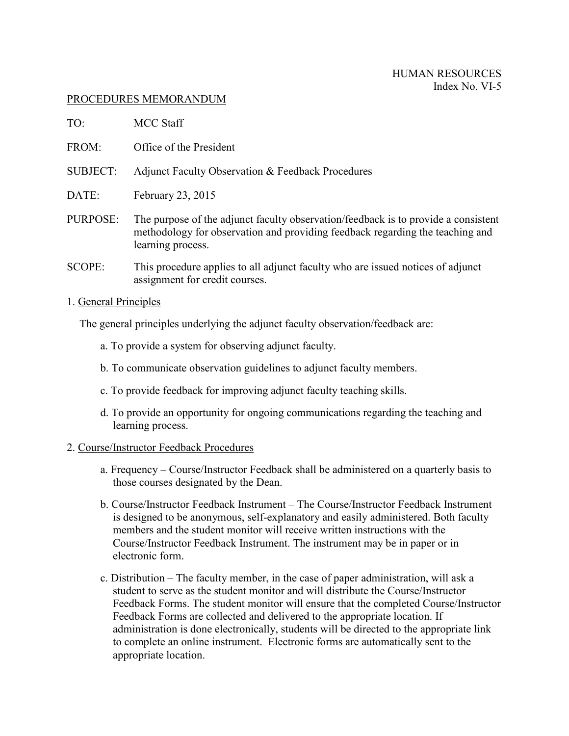HUMAN RESOURCES
Index No. VI-5

PROCEDURES MEMORANDUM

TO: MCC Staff

FROM: Office of the President

SUBJECT: Adjunct Faculty Observation & Feedback Procedures

DATE: February 23, 2015

PURPOSE: The purpose of the adjunct faculty observation/feedback is to provide a consistent methodology for observation and providing feedback regarding the teaching and learning process.

SCOPE: This procedure applies to all adjunct faculty who are issued notices of adjunct assignment for credit courses.

## 1. General Principles

The general principles underlying the adjunct faculty observation/feedback are:

a. To provide a system for observing adjunct faculty.

b. To communicate observation guidelines to adjunct faculty members.

c. To provide feedback for improving adjunct faculty teaching skills.

d. To provide an opportunity for ongoing communications regarding the teaching and learning process.

## 2. Course/Instructor Feedback Procedures

a. Frequency – Course/Instructor Feedback shall be administered on a quarterly basis to those courses designated by the Dean.

b. Course/Instructor Feedback Instrument – The Course/Instructor Feedback Instrument is designed to be anonymous, self-explanatory and easily administered. Both faculty members and the student monitor will receive written instructions with the Course/Instructor Feedback Instrument. The instrument may be in paper or in electronic form.

c. Distribution – The faculty member, in the case of paper administration, will ask a student to serve as the student monitor and will distribute the Course/Instructor Feedback Forms. The student monitor will ensure that the completed Course/Instructor Feedback Forms are collected and delivered to the appropriate location. If administration is done electronically, students will be directed to the appropriate link to complete an online instrument. Electronic forms are automatically sent to the appropriate location.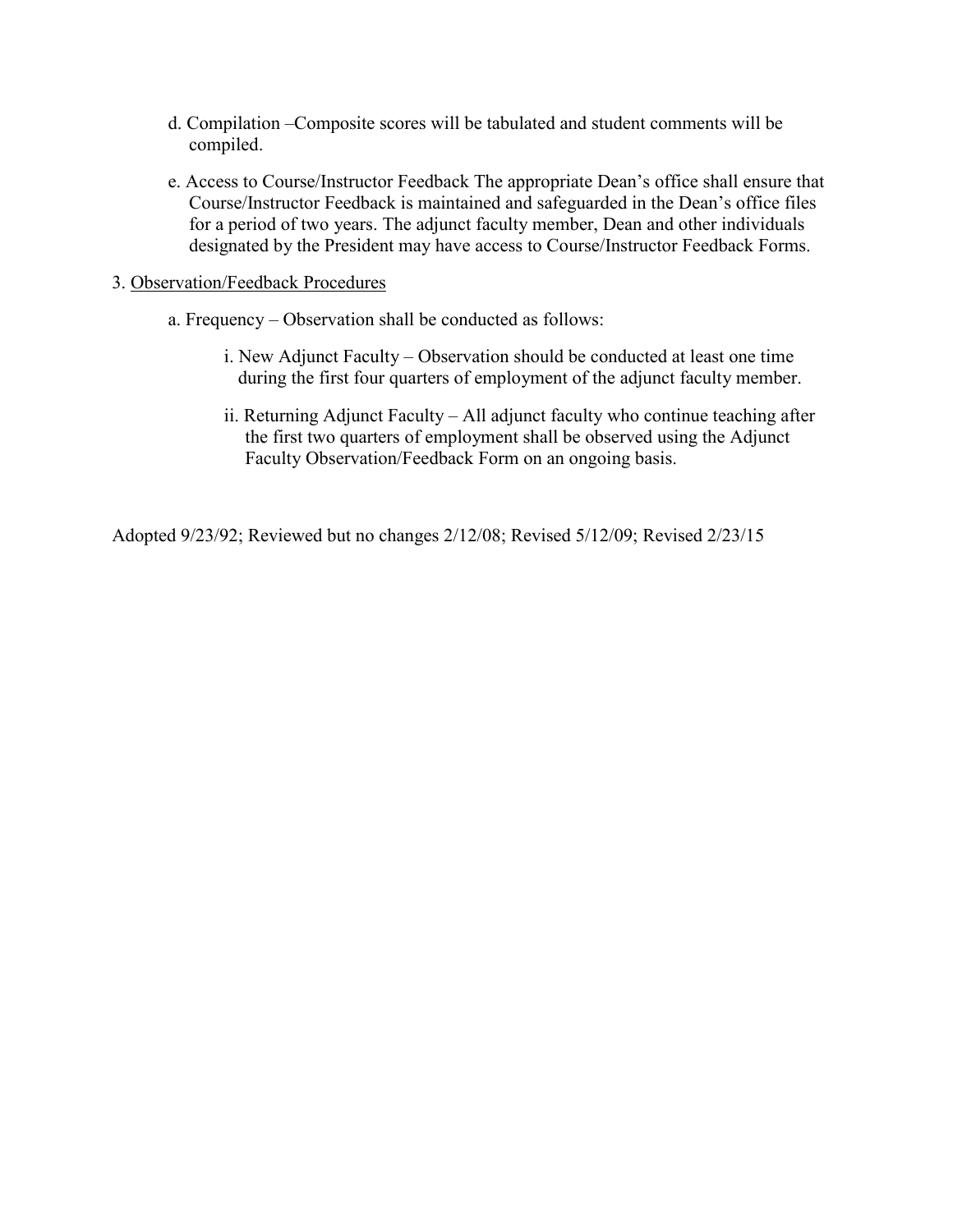d. Compilation –Composite scores will be tabulated and student comments will be compiled.

e. Access to Course/Instructor Feedback The appropriate Dean's office shall ensure that Course/Instructor Feedback is maintained and safeguarded in the Dean's office files for a period of two years. The adjunct faculty member, Dean and other individuals designated by the President may have access to Course/Instructor Feedback Forms.

3. <u>Observation/Feedback Procedures</u>

   a. Frequency – Observation shall be conducted as follows:

      i. New Adjunct Faculty – Observation should be conducted at least one time during the first four quarters of employment of the adjunct faculty member.

      ii. Returning Adjunct Faculty – All adjunct faculty who continue teaching after the first two quarters of employment shall be observed using the Adjunct Faculty Observation/Feedback Form on an ongoing basis.

Adopted 9/23/92; Reviewed but no changes 2/12/08; Revised 5/12/09; Revised 2/23/15